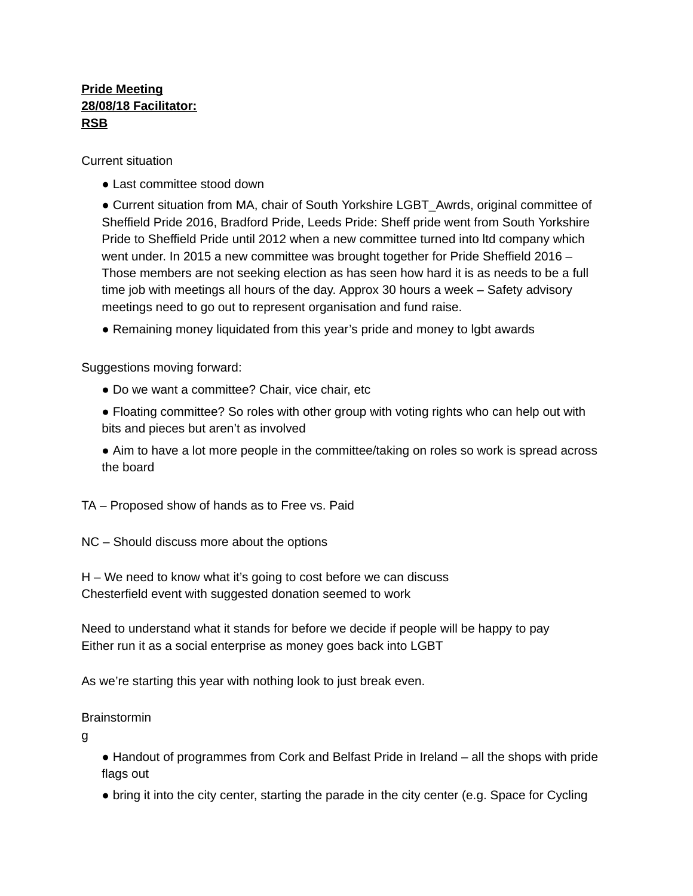**Pride Meeting**
**28/08/18 Facilitator:**
**RSB**

Current situation

- Last committee stood down
- Current situation from MA, chair of South Yorkshire LGBT_Awrds, original committee of Sheffield Pride 2016, Bradford Pride, Leeds Pride: Sheff pride went from South Yorkshire Pride to Sheffield Pride until 2012 when a new committee turned into ltd company which went under. In 2015 a new committee was brought together for Pride Sheffield 2016 – Those members are not seeking election as has seen how hard it is as needs to be a full time job with meetings all hours of the day. Approx 30 hours a week – Safety advisory meetings need to go out to represent organisation and fund raise.
- Remaining money liquidated from this year's pride and money to lgbt awards

Suggestions moving forward:

- Do we want a committee? Chair, vice chair, etc
- Floating committee? So roles with other group with voting rights who can help out with bits and pieces but aren't as involved
- Aim to have a lot more people in the committee/taking on roles so work is spread across the board

TA – Proposed show of hands as to Free vs. Paid

NC – Should discuss more about the options

H – We need to know what it's going to cost before we can discuss
Chesterfield event with suggested donation seemed to work

Need to understand what it stands for before we decide if people will be happy to pay
Either run it as a social enterprise as money goes back into LGBT

As we're starting this year with nothing look to just break even.

Brainstorming

- Handout of programmes from Cork and Belfast Pride in Ireland – all the shops with pride flags out
- bring it into the city center, starting the parade in the city center (e.g. Space for Cycling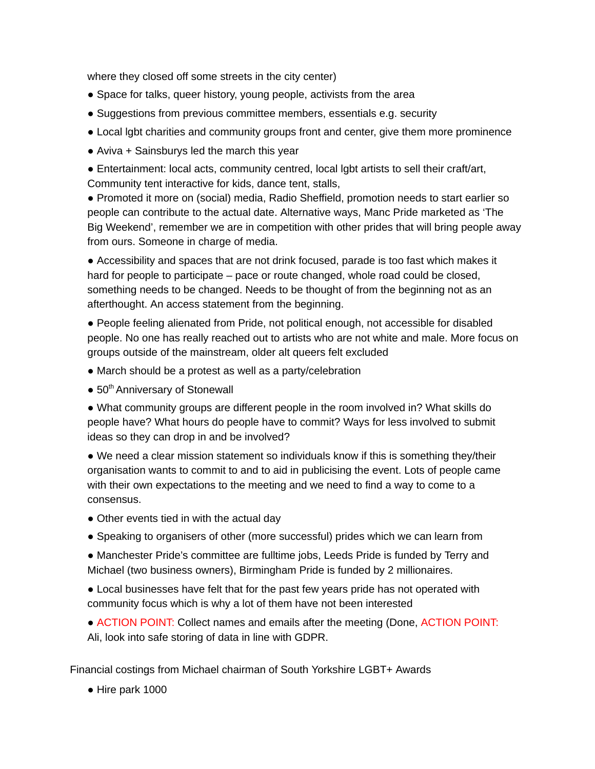where they closed off some streets in the city center)

- Space for talks, queer history, young people, activists from the area
- Suggestions from previous committee members, essentials e.g. security
- Local lgbt charities and community groups front and center, give them more prominence
- Aviva + Sainsburys led the march this year
- Entertainment: local acts, community centred, local lgbt artists to sell their craft/art, Community tent interactive for kids, dance tent, stalls,
- Promoted it more on (social) media, Radio Sheffield, promotion needs to start earlier so people can contribute to the actual date. Alternative ways, Manc Pride marketed as 'The Big Weekend', remember we are in competition with other prides that will bring people away from ours. Someone in charge of media.
- Accessibility and spaces that are not drink focused, parade is too fast which makes it hard for people to participate – pace or route changed, whole road could be closed, something needs to be changed. Needs to be thought of from the beginning not as an afterthought. An access statement from the beginning.
- People feeling alienated from Pride, not political enough, not accessible for disabled people. No one has really reached out to artists who are not white and male. More focus on groups outside of the mainstream, older alt queers felt excluded
- March should be a protest as well as a party/celebration
- 50th Anniversary of Stonewall
- What community groups are different people in the room involved in? What skills do people have? What hours do people have to commit? Ways for less involved to submit ideas so they can drop in and be involved?
- We need a clear mission statement so individuals know if this is something they/their organisation wants to commit to and to aid in publicising the event. Lots of people came with their own expectations to the meeting and we need to find a way to come to a consensus.
- Other events tied in with the actual day
- Speaking to organisers of other (more successful) prides which we can learn from
- Manchester Pride's committee are fulltime jobs, Leeds Pride is funded by Terry and Michael (two business owners), Birmingham Pride is funded by 2 millionaires.
- Local businesses have felt that for the past few years pride has not operated with community focus which is why a lot of them have not been interested
- ACTION POINT: Collect names and emails after the meeting (Done, ACTION POINT: Ali, look into safe storing of data in line with GDPR.

Financial costings from Michael chairman of South Yorkshire LGBT+ Awards

- Hire park 1000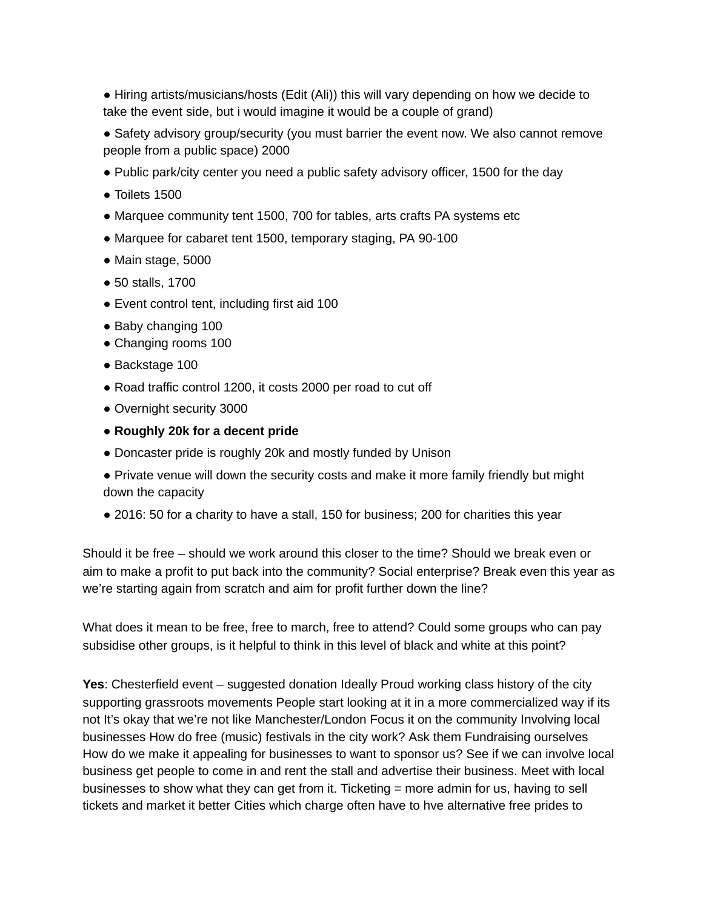- Hiring artists/musicians/hosts (Edit (Ali)) this will vary depending on how we decide to take the event side, but i would imagine it would be a couple of grand)
- Safety advisory group/security (you must barrier the event now. We also cannot remove people from a public space) 2000
- Public park/city center you need a public safety advisory officer, 1500 for the day
- Toilets 1500
- Marquee community tent 1500, 700 for tables, arts crafts PA systems etc
- Marquee for cabaret tent 1500, temporary staging, PA 90-100
- Main stage, 5000
- 50 stalls, 1700
- Event control tent, including first aid 100
- Baby changing 100
- Changing rooms 100
- Backstage 100
- Road traffic control 1200, it costs 2000 per road to cut off
- Overnight security 3000
- **Roughly 20k for a decent pride**
- Doncaster pride is roughly 20k and mostly funded by Unison
- Private venue will down the security costs and make it more family friendly but might down the capacity
- 2016: 50 for a charity to have a stall, 150 for business; 200 for charities this year

Should it be free – should we work around this closer to the time? Should we break even or aim to make a profit to put back into the community? Social enterprise? Break even this year as we're starting again from scratch and aim for profit further down the line?

What does it mean to be free, free to march, free to attend? Could some groups who can pay subsidise other groups, is it helpful to think in this level of black and white at this point?

**Yes**: Chesterfield event – suggested donation Ideally Proud working class history of the city supporting grassroots movements People start looking at it in a more commercialized way if its not It's okay that we're not like Manchester/London Focus it on the community Involving local businesses How do free (music) festivals in the city work? Ask them Fundraising ourselves How do we make it appealing for businesses to want to sponsor us? See if we can involve local business get people to come in and rent the stall and advertise their business. Meet with local businesses to show what they can get from it. Ticketing = more admin for us, having to sell tickets and market it better Cities which charge often have to hve alternative free prides to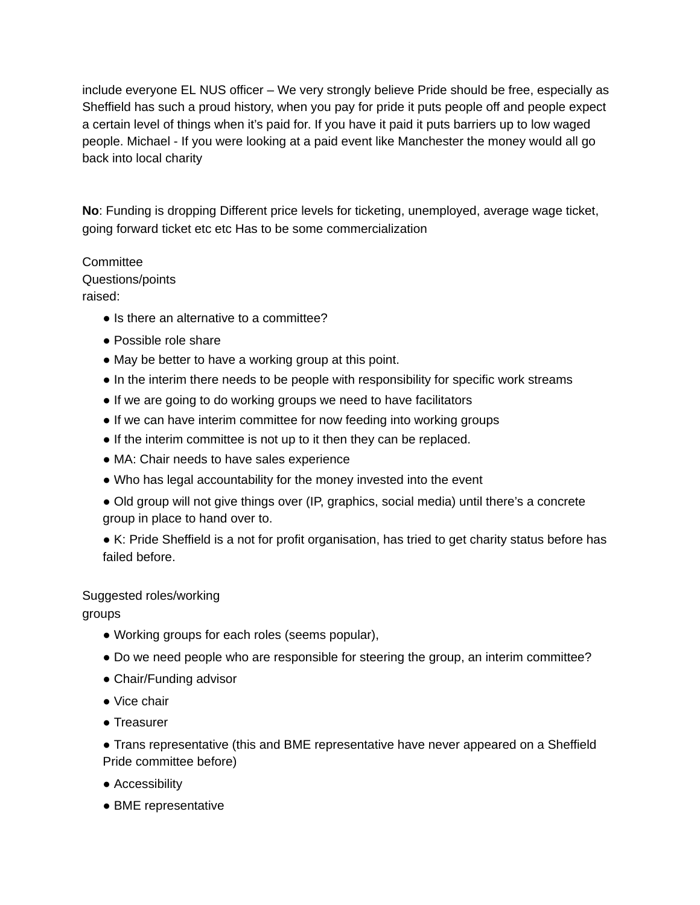include everyone EL NUS officer – We very strongly believe Pride should be free, especially as Sheffield has such a proud history, when you pay for pride it puts people off and people expect a certain level of things when it's paid for. If you have it paid it puts barriers up to low waged people. Michael - If you were looking at a paid event like Manchester the money would all go back into local charity

**No**: Funding is dropping Different price levels for ticketing, unemployed, average wage ticket, going forward ticket etc etc Has to be some commercialization

Committee
Questions/points
raised:

- Is there an alternative to a committee?
- Possible role share
- May be better to have a working group at this point.
- In the interim there needs to be people with responsibility for specific work streams
- If we are going to do working groups we need to have facilitators
- If we can have interim committee for now feeding into working groups
- If the interim committee is not up to it then they can be replaced.
- MA: Chair needs to have sales experience
- Who has legal accountability for the money invested into the event
- Old group will not give things over (IP, graphics, social media) until there's a concrete group in place to hand over to.
- K: Pride Sheffield is a not for profit organisation, has tried to get charity status before has failed before.

Suggested roles/working
groups

- Working groups for each roles (seems popular),
- Do we need people who are responsible for steering the group, an interim committee?
- Chair/Funding advisor
- Vice chair
- Treasurer
- Trans representative (this and BME representative have never appeared on a Sheffield Pride committee before)
- Accessibility
- BME representative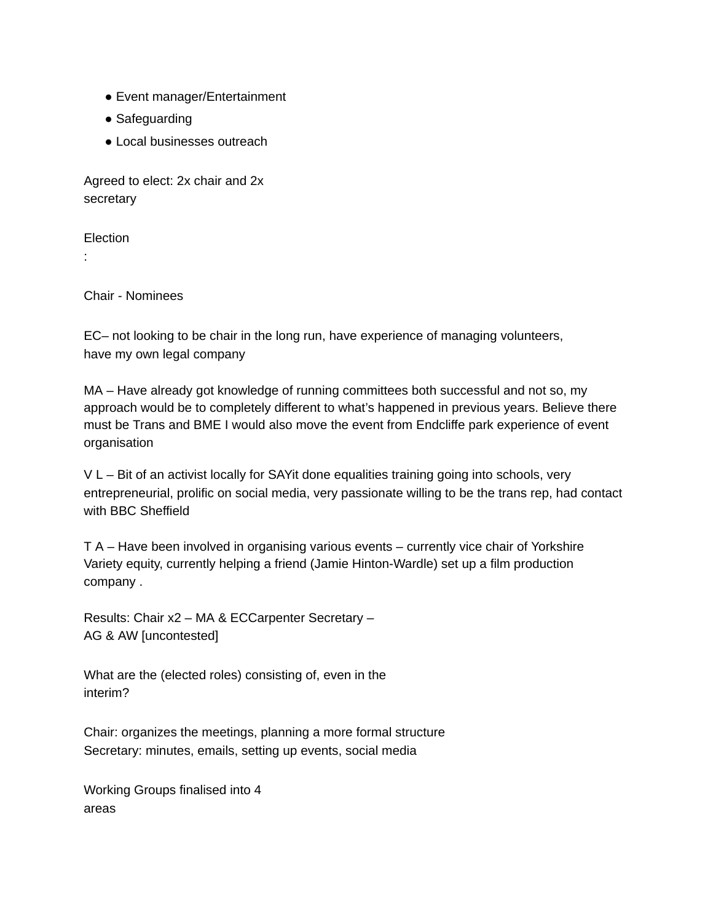- Event manager/Entertainment
- Safeguarding
- Local businesses outreach

Agreed to elect: 2x chair and 2x secretary

Election
:

Chair - Nominees

EC– not looking to be chair in the long run, have experience of managing volunteers, have my own legal company

MA – Have already got knowledge of running committees both successful and not so, my approach would be to completely different to what's happened in previous years. Believe there must be Trans and BME I would also move the event from Endcliffe park experience of event organisation

V L – Bit of an activist locally for SAYit done equalities training going into schools, very entrepreneurial, prolific on social media, very passionate willing to be the trans rep, had contact with BBC Sheffield

T A – Have been involved in organising various events – currently vice chair of Yorkshire Variety equity, currently helping a friend (Jamie Hinton-Wardle) set up a film production company .

Results: Chair x2 – MA & ECCarpenter Secretary – AG & AW [uncontested]

What are the (elected roles) consisting of, even in the interim?

Chair: organizes the meetings, planning a more formal structure
Secretary: minutes, emails, setting up events, social media

Working Groups finalised into 4 areas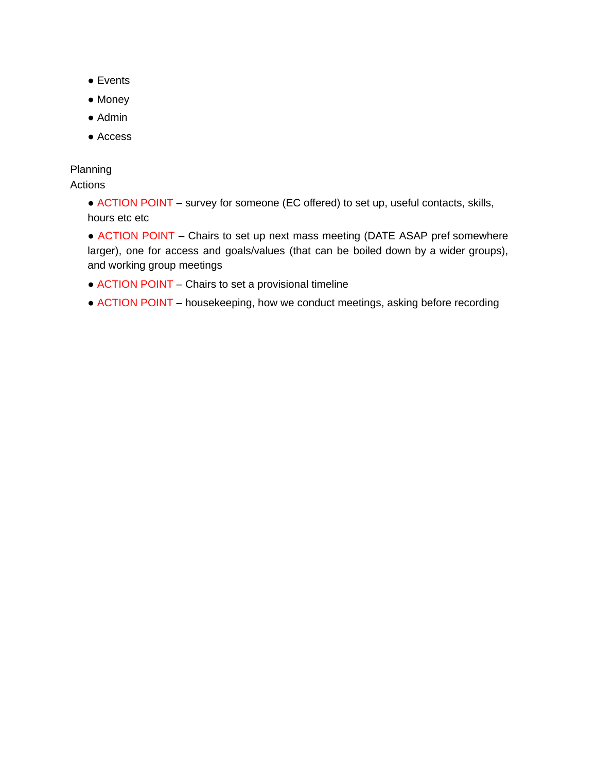- Events
- Money
- Admin
- Access

Planning

Actions

- ACTION POINT – survey for someone (EC offered) to set up, useful contacts, skills, hours etc etc
- ACTION POINT – Chairs to set up next mass meeting (DATE ASAP pref somewhere larger), one for access and goals/values (that can be boiled down by a wider groups), and working group meetings
- ACTION POINT – Chairs to set a provisional timeline
- ACTION POINT – housekeeping, how we conduct meetings, asking before recording